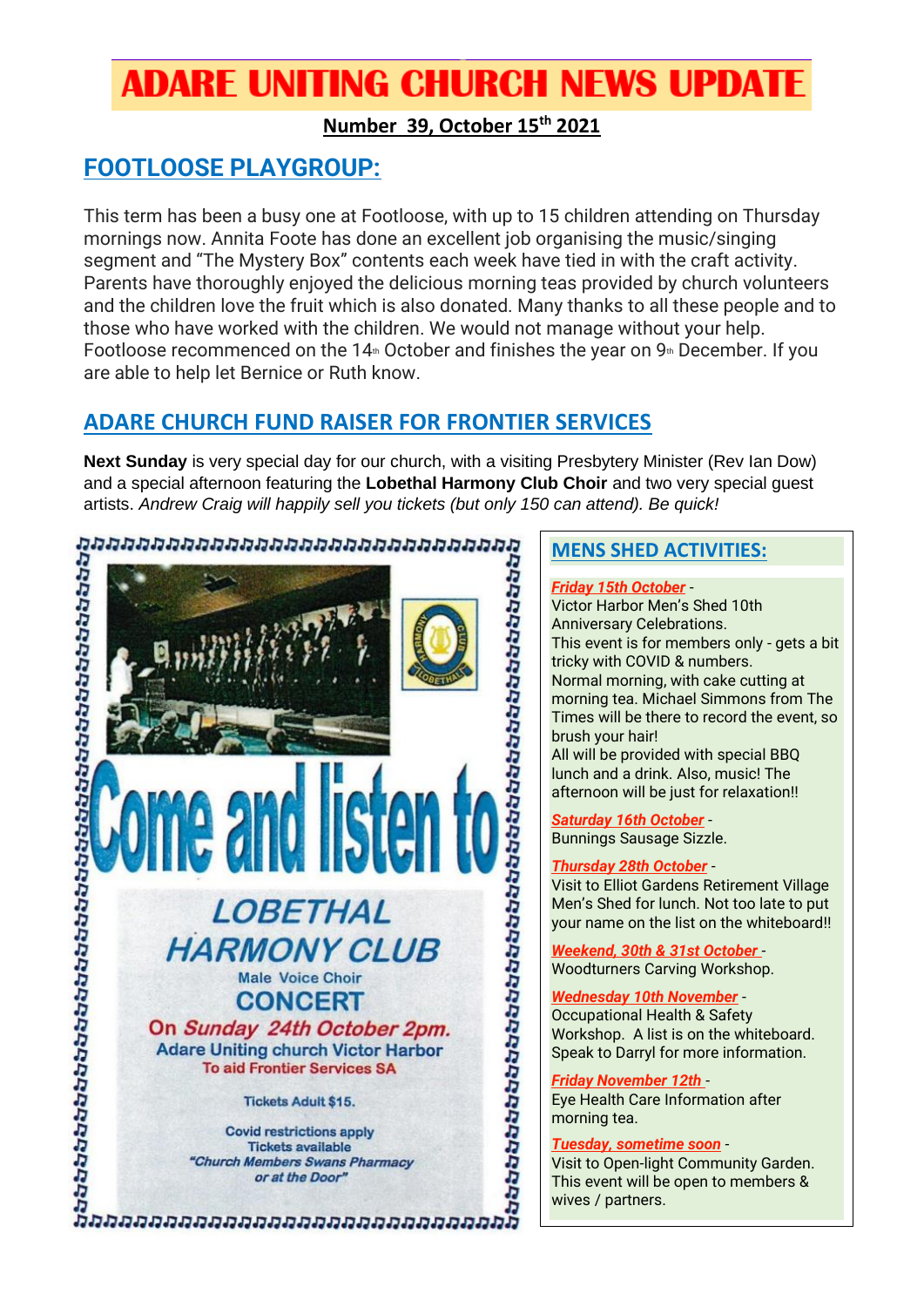# ADARE UNITING CHURCH NEWS UPDATE

**Number 39, October 15th 2021**

## FOOTLOOSE PLAYGROUP:

This term has been a busy one at Footloose, with up to 15 children attending on Thursday mornings now. Annita Foote has done an excellent job organising the music/singing segment and "The Mystery Box" contents each week have tied in with the craft activity. Parents have thoroughly enjoyed the delicious morning teas provided by church volunteers and the children love the fruit which is also donated. Many thanks to all these people and to those who have worked with the children. We would not manage without your help. Footloose recommenced on the 14th October and finishes the year on 9th December. If you are able to help let Bernice or Ruth know.

## ADARE CHURCH FUND RAISER FOR FRONTIER SERVICES

**Next Sunday** is very special day for our church, with a visiting Presbytery Minister (Rev Ian Dow) and a special afternoon featuring the **Lobethal Harmony Club Choir** and two very special guest artists. *Andrew Craig will happily sell you tickets (but only 150 can attend). Be quick!*

Come and listen to

**LOBETHAL HARMONY CLUB**

Male Voice Choir

**CONCERT**

On *Sunday 24th October 2pm.*

Adare Uniting church Victor Harbor

To aid Frontier Services SA

Tickets Adult $15.

Covid restrictions apply

Tickets available

*"Church Members Swans Pharmacy or at the Door"*

## MENS SHED ACTIVITIES:

***Friday 15th October*** -
Victor Harbor Men's Shed 10th Anniversary Celebrations.
This event is for members only - gets a bit tricky with COVID & numbers.
Normal morning, with cake cutting at morning tea. Michael Simmons from The Times will be there to record the event, so brush your hair!
All will be provided with special BBQ lunch and a drink. Also, music! The afternoon will be just for relaxation!!

***Saturday 16th October*** -
Bunnings Sausage Sizzle.

***Thursday 28th October*** -
Visit to Elliot Gardens Retirement Village Men's Shed for lunch. Not too late to put your name on the list on the whiteboard!!

***Weekend, 30th & 31st October*** -
Woodturners Carving Workshop.

***Wednesday 10th November*** -
Occupational Health & Safety Workshop. A list is on the whiteboard. Speak to Darryl for more information.

***Friday November 12th*** -
Eye Health Care Information after morning tea.

***Tuesday, sometime soon*** -
Visit to Open-light Community Garden. This event will be open to members & wives / partners.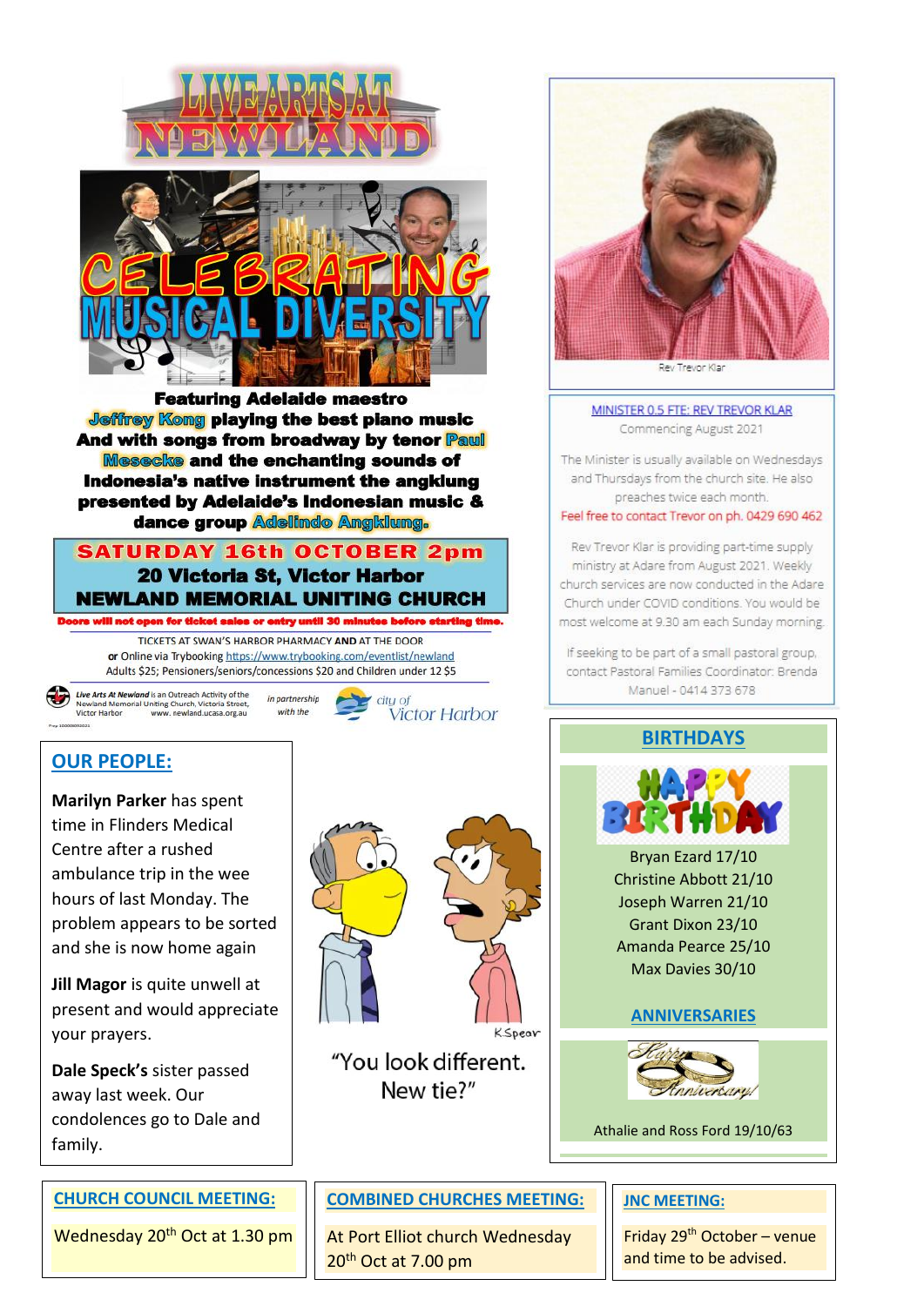# LIVE ARTS AT NEWLAND

## CELEBRATING MUSICAL DIVERSITY

**Featuring Adelaide maestro Jeffrey Kong playing the best piano music And with songs from broadway by tenor Paul Mesecke and the enchanting sounds of Indonesia's native instrument the angklung presented by Adelaide's Indonesian music & dance group Adelindo Angklung.**

**SATURDAY 16th OCTOBER 2pm**
**20 Victoria St, Victor Harbor**
**NEWLAND MEMORIAL UNITING CHURCH**

**Doors will not open for ticket sales or entry until 30 minutes before starting time.**

TICKETS AT SWAN'S HARBOR PHARMACY **AND** AT THE DOOR
**or** Online via Trybooking https://www.trybooking.com/eventlist/newland
Adults $25; Pensioners/seniors/concessions $20 and Children under 12 $5

*Live Arts At Newland* is an Outreach Activity of the Newland Memorial Uniting Church, Victoria Street, Victor Harbor www. newland.ucasa.org.au

*in partnership with the* city of Victor Harbor

Rev Trevor Klar

## MINISTER 0.5 FTE: REV TREVOR KLAR

Commencing August 2021

The Minister is usually available on Wednesdays and Thursdays from the church site. He also preaches twice each month.

Feel free to contact Trevor on ph. 0429 690 462

Rev Trevor Klar is providing part-time supply ministry at Adare from August 2021. Weekly church services are now conducted in the Adare Church under COVID conditions. You would be most welcome at 9.30 am each Sunday morning.

If seeking to be part of a small pastoral group, contact Pastoral Families Coordinator: Brenda Manuel - 0414 373 678

## OUR PEOPLE:

**Marilyn Parker** has spent time in Flinders Medical Centre after a rushed ambulance trip in the wee hours of last Monday. The problem appears to be sorted and she is now home again

**Jill Magor** is quite unwell at present and would appreciate your prayers.

**Dale Speck's** sister passed away last week. Our condolences go to Dale and family.

"You look different. New tie?"

## BIRTHDAYS

Bryan Ezard 17/10
Christine Abbott 21/10
Joseph Warren 21/10
Grant Dixon 23/10
Amanda Pearce 25/10
Max Davies 30/10

## ANNIVERSARIES

Athalie and Ross Ford 19/10/63

## CHURCH COUNCIL MEETING:

Wednesday 20th Oct at 1.30 pm

## COMBINED CHURCHES MEETING:

At Port Elliot church Wednesday 20th Oct at 7.00 pm

## JNC MEETING:

Friday 29th October – venue and time to be advised.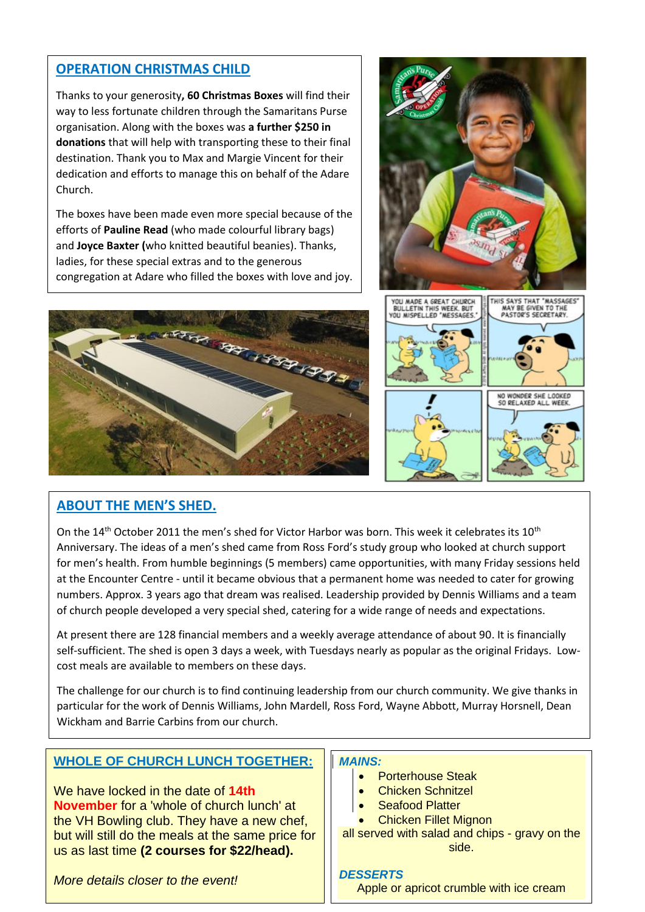## OPERATION CHRISTMAS CHILD

Thanks to your generosity**, 60 Christmas Boxes** will find their way to less fortunate children through the Samaritans Purse organisation. Along with the boxes was **a further $250 in donations** that will help with transporting these to their final destination. Thank you to Max and Margie Vincent for their dedication and efforts to manage this on behalf of the Adare Church.

The boxes have been made even more special because of the efforts of **Pauline Read** (who made colourful library bags) and **Joyce Baxter (**who knitted beautiful beanies). Thanks, ladies, for these special extras and to the generous congregation at Adare who filled the boxes with love and joy.

## ABOUT THE MEN'S SHED.

On the 14th October 2011 the men's shed for Victor Harbor was born. This week it celebrates its 10th Anniversary. The ideas of a men's shed came from Ross Ford's study group who looked at church support for men's health. From humble beginnings (5 members) came opportunities, with many Friday sessions held at the Encounter Centre - until it became obvious that a permanent home was needed to cater for growing numbers. Approx. 3 years ago that dream was realised. Leadership provided by Dennis Williams and a team of church people developed a very special shed, catering for a wide range of needs and expectations.

At present there are 128 financial members and a weekly average attendance of about 90. It is financially self-sufficient. The shed is open 3 days a week, with Tuesdays nearly as popular as the original Fridays. Low-cost meals are available to members on these days.

The challenge for our church is to find continuing leadership from our church community. We give thanks in particular for the work of Dennis Williams, John Mardell, Ross Ford, Wayne Abbott, Murray Horsnell, Dean Wickham and Barrie Carbins from our church.

## WHOLE OF CHURCH LUNCH TOGETHER:

We have locked in the date of **14th November** for a 'whole of church lunch' at the VH Bowling club. They have a new chef, but will still do the meals at the same price for us as last time **(2 courses for $22/head).**

*More details closer to the event!*

***MAINS:***

- Porterhouse Steak
- Chicken Schnitzel
- Seafood Platter
- Chicken Fillet Mignon

all served with salad and chips - gravy on the side.

***DESSERTS***

Apple or apricot crumble with ice cream